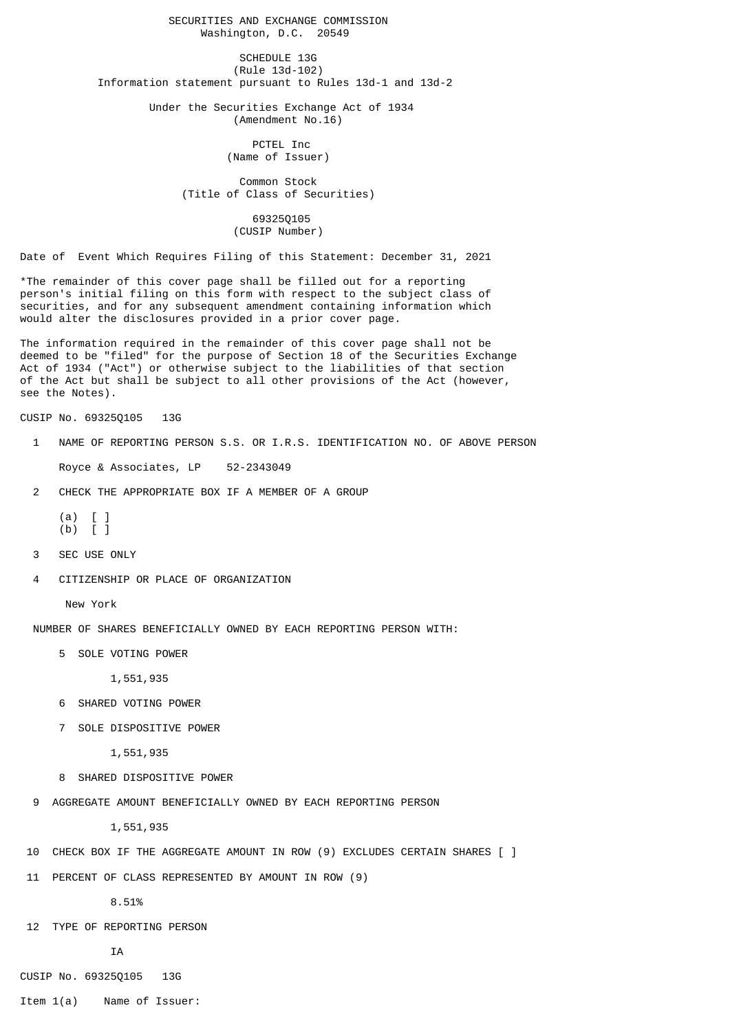SECURITIES AND EXCHANGE COMMISSION
Washington, D.C. 20549

SCHEDULE 13G
(Rule 13d-102)
Information statement pursuant to Rules 13d-1 and 13d-2

Under the Securities Exchange Act of 1934
(Amendment No.16)

PCTEL Inc
(Name of Issuer)

Common Stock
(Title of Class of Securities)

69325Q105
(CUSIP Number)

Date of Event Which Requires Filing of this Statement: December 31, 2021

*The remainder of this cover page shall be filled out for a reporting person's initial filing on this form with respect to the subject class of securities, and for any subsequent amendment containing information which would alter the disclosures provided in a prior cover page.

The information required in the remainder of this cover page shall not be deemed to be "filed" for the purpose of Section 18 of the Securities Exchange Act of 1934 ("Act") or otherwise subject to the liabilities of that section of the Act but shall be subject to all other provisions of the Act (however, see the Notes).

CUSIP No. 69325Q105 13G

1 NAME OF REPORTING PERSON S.S. OR I.R.S. IDENTIFICATION NO. OF ABOVE PERSON

Royce & Associates, LP 52-2343049

2 CHECK THE APPROPRIATE BOX IF A MEMBER OF A GROUP

(a) [ ]
(b) [ ]

3 SEC USE ONLY

4 CITIZENSHIP OR PLACE OF ORGANIZATION

New York

NUMBER OF SHARES BENEFICIALLY OWNED BY EACH REPORTING PERSON WITH:

5 SOLE VOTING POWER

1,551,935

6 SHARED VOTING POWER

7 SOLE DISPOSITIVE POWER

1,551,935

8 SHARED DISPOSITIVE POWER

9 AGGREGATE AMOUNT BENEFICIALLY OWNED BY EACH REPORTING PERSON

1,551,935

10 CHECK BOX IF THE AGGREGATE AMOUNT IN ROW (9) EXCLUDES CERTAIN SHARES [ ]

11 PERCENT OF CLASS REPRESENTED BY AMOUNT IN ROW (9)

8.51%

12 TYPE OF REPORTING PERSON

IA

CUSIP No. 69325Q105 13G

Item 1(a) Name of Issuer: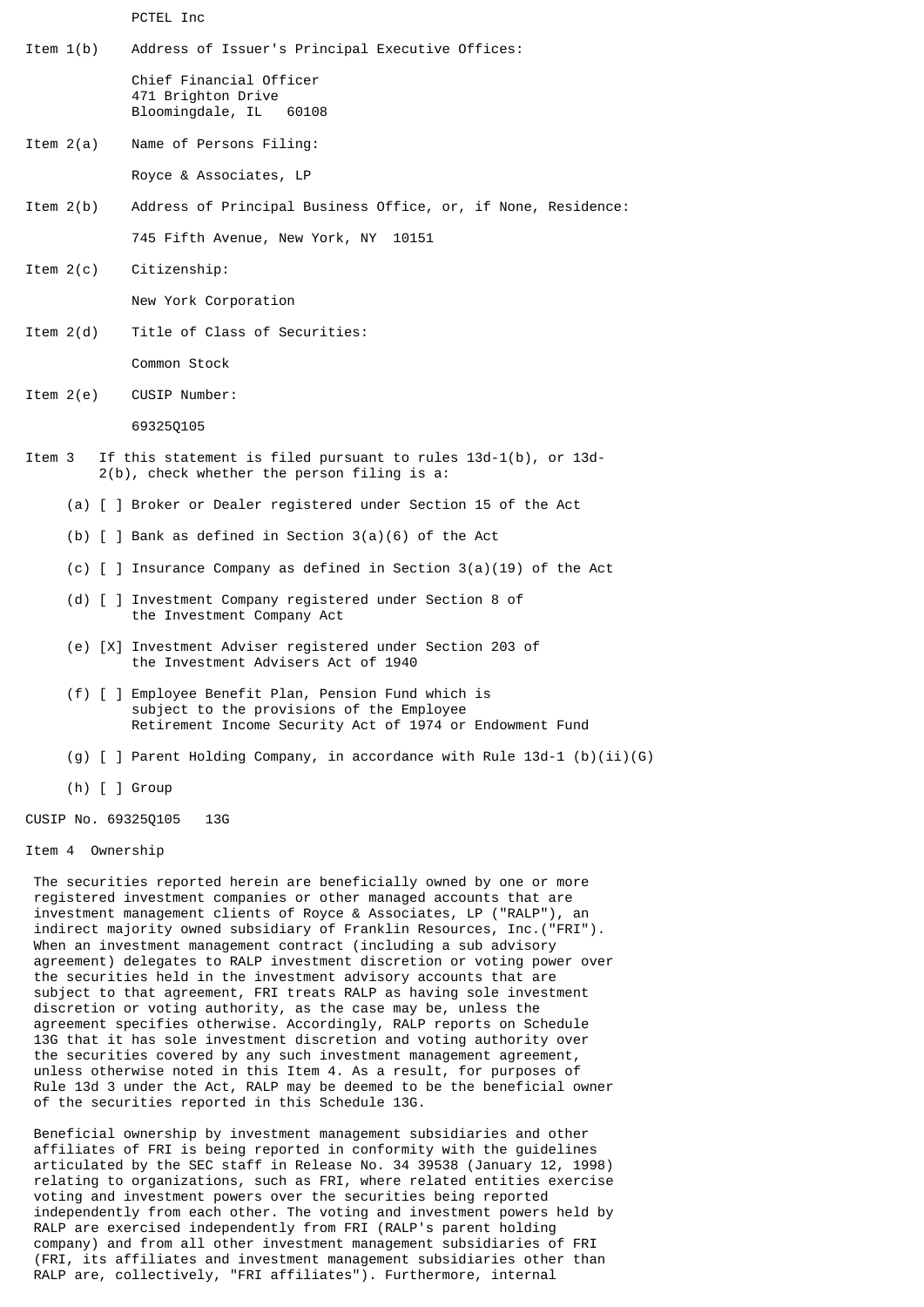PCTEL Inc

Item 1(b) Address of Issuer's Principal Executive Offices:

Chief Financial Officer
471 Brighton Drive
Bloomingdale, IL 60108

Item 2(a) Name of Persons Filing:

Royce & Associates, LP

Item 2(b) Address of Principal Business Office, or, if None, Residence:

745 Fifth Avenue, New York, NY 10151

Item 2(c) Citizenship:

New York Corporation

Item 2(d) Title of Class of Securities:

Common Stock

Item 2(e) CUSIP Number:

69325Q105

Item 3 If this statement is filed pursuant to rules 13d-1(b), or 13d-2(b), check whether the person filing is a:

(a) [ ] Broker or Dealer registered under Section 15 of the Act

(b) [ ] Bank as defined in Section 3(a)(6) of the Act

(c) [ ] Insurance Company as defined in Section 3(a)(19) of the Act

(d) [ ] Investment Company registered under Section 8 of the Investment Company Act

(e) [X] Investment Adviser registered under Section 203 of the Investment Advisers Act of 1940

(f) [ ] Employee Benefit Plan, Pension Fund which is subject to the provisions of the Employee Retirement Income Security Act of 1974 or Endowment Fund

(g) [ ] Parent Holding Company, in accordance with Rule 13d-1 (b)(ii)(G)

(h) [ ] Group

CUSIP No. 69325Q105 13G

Item 4 Ownership

The securities reported herein are beneficially owned by one or more registered investment companies or other managed accounts that are investment management clients of Royce & Associates, LP ("RALP"), an indirect majority owned subsidiary of Franklin Resources, Inc.("FRI"). When an investment management contract (including a sub advisory agreement) delegates to RALP investment discretion or voting power over the securities held in the investment advisory accounts that are subject to that agreement, FRI treats RALP as having sole investment discretion or voting authority, as the case may be, unless the agreement specifies otherwise. Accordingly, RALP reports on Schedule 13G that it has sole investment discretion and voting authority over the securities covered by any such investment management agreement, unless otherwise noted in this Item 4. As a result, for purposes of Rule 13d 3 under the Act, RALP may be deemed to be the beneficial owner of the securities reported in this Schedule 13G.

Beneficial ownership by investment management subsidiaries and other affiliates of FRI is being reported in conformity with the guidelines articulated by the SEC staff in Release No. 34 39538 (January 12, 1998) relating to organizations, such as FRI, where related entities exercise voting and investment powers over the securities being reported independently from each other. The voting and investment powers held by RALP are exercised independently from FRI (RALP's parent holding company) and from all other investment management subsidiaries of FRI (FRI, its affiliates and investment management subsidiaries other than RALP are, collectively, "FRI affiliates"). Furthermore, internal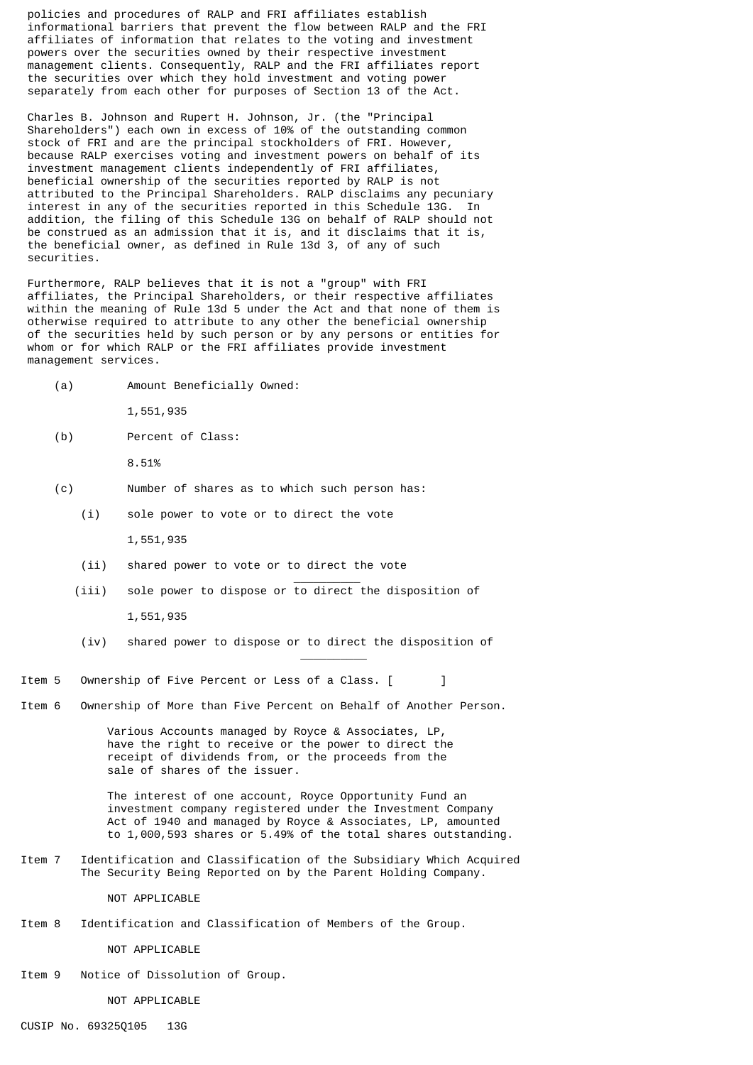policies and procedures of RALP and FRI affiliates establish informational barriers that prevent the flow between RALP and the FRI affiliates of information that relates to the voting and investment powers over the securities owned by their respective investment management clients. Consequently, RALP and the FRI affiliates report the securities over which they hold investment and voting power separately from each other for purposes of Section 13 of the Act.

Charles B. Johnson and Rupert H. Johnson, Jr. (the "Principal Shareholders") each own in excess of 10% of the outstanding common stock of FRI and are the principal stockholders of FRI. However, because RALP exercises voting and investment powers on behalf of its investment management clients independently of FRI affiliates, beneficial ownership of the securities reported by RALP is not attributed to the Principal Shareholders. RALP disclaims any pecuniary interest in any of the securities reported in this Schedule 13G. In addition, the filing of this Schedule 13G on behalf of RALP should not be construed as an admission that it is, and it disclaims that it is, the beneficial owner, as defined in Rule 13d 3, of any of such securities.

Furthermore, RALP believes that it is not a "group" with FRI affiliates, the Principal Shareholders, or their respective affiliates within the meaning of Rule 13d 5 under the Act and that none of them is otherwise required to attribute to any other the beneficial ownership of the securities held by such person or by any persons or entities for whom or for which RALP or the FRI affiliates provide investment management services.

(a) Amount Beneficially Owned:

1,551,935

(b) Percent of Class:

8.51%

(c) Number of shares as to which such person has:

(i) sole power to vote or to direct the vote

1,551,935

(ii) shared power to vote or to direct the vote

__________

(iii) sole power to dispose or to direct the disposition of

1,551,935

(iv) shared power to dispose or to direct the disposition of

__________

Item 5 Ownership of Five Percent or Less of a Class. [ ]

Item 6 Ownership of More than Five Percent on Behalf of Another Person.

Various Accounts managed by Royce & Associates, LP, have the right to receive or the power to direct the receipt of dividends from, or the proceeds from the sale of shares of the issuer.

The interest of one account, Royce Opportunity Fund an investment company registered under the Investment Company Act of 1940 and managed by Royce & Associates, LP, amounted to 1,000,593 shares or 5.49% of the total shares outstanding.

Item 7 Identification and Classification of the Subsidiary Which Acquired The Security Being Reported on by the Parent Holding Company.

NOT APPLICABLE

Item 8 Identification and Classification of Members of the Group.

NOT APPLICABLE

Item 9 Notice of Dissolution of Group.

NOT APPLICABLE

CUSIP No. 69325Q105 13G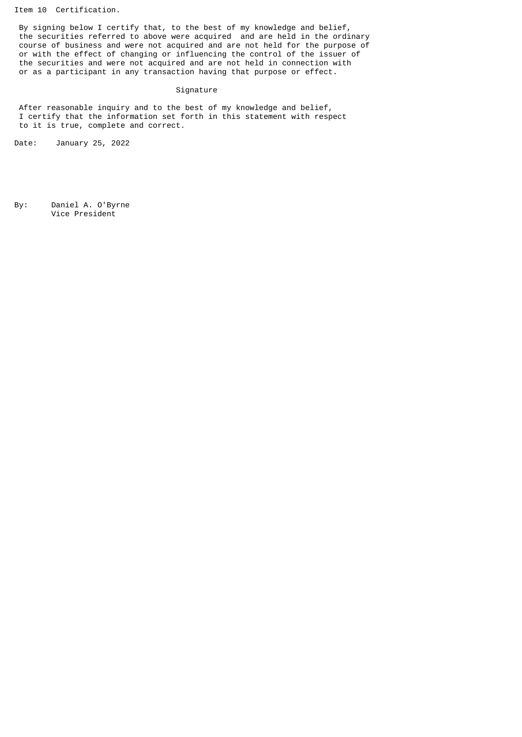Item 10 Certification.

By signing below I certify that, to the best of my knowledge and belief, the securities referred to above were acquired and are held in the ordinary course of business and were not acquired and are not held for the purpose of or with the effect of changing or influencing the control of the issuer of the securities and were not acquired and are not held in connection with or as a participant in any transaction having that purpose or effect.

Signature

After reasonable inquiry and to the best of my knowledge and belief, I certify that the information set forth in this statement with respect to it is true, complete and correct.

Date: January 25, 2022

By: Daniel A. O'Byrne
Vice President